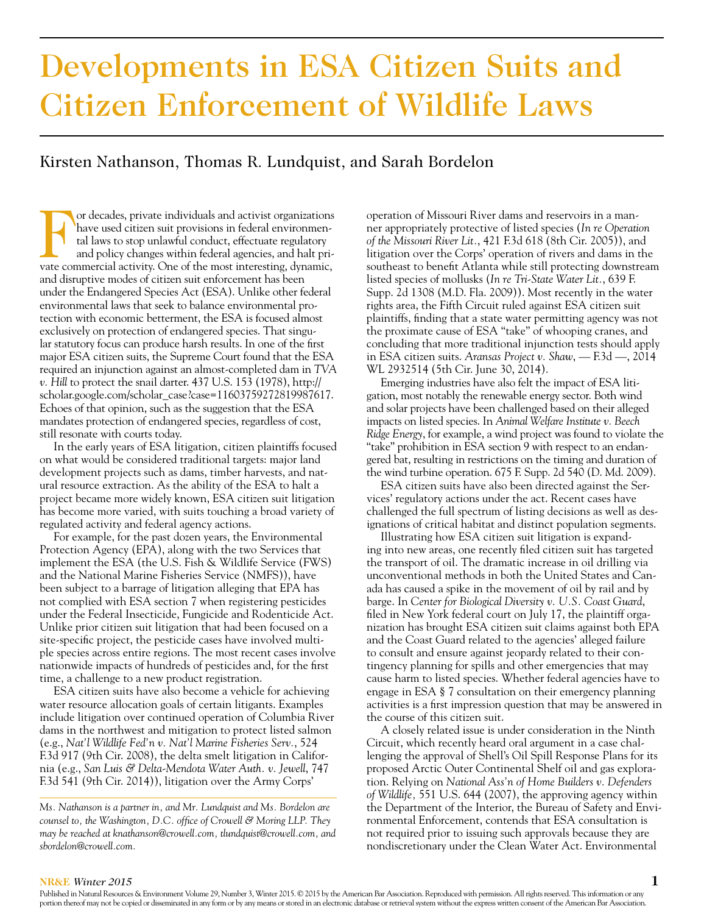# Developments in ESA Citizen Suits and Citizen Enforcement of Wildlife Laws

## Kirsten Nathanson, Thomas R. Lundquist, and Sarah Bordelon

For decades, private individuals and activist organizations have used citizen suit provisions in federal environmental laws to stop unlawful conduct, effectuate regulatory and policy changes within federal agencies, and halt private commercial activity. One of the most interesting, dynamic, and disruptive modes of citizen suit enforcement has been under the Endangered Species Act (ESA). Unlike other federal environmental laws that seek to balance environmental protection with economic betterment, the ESA is focused almost exclusively on protection of endangered species. That singular statutory focus can produce harsh results. In one of the first major ESA citizen suits, the Supreme Court found that the ESA required an injunction against an almost-completed dam in *TVA v. Hill* to protect the snail darter. 437 U.S. 153 (1978), http://scholar.google.com/scholar_case?case=11603759272819987617. Echoes of that opinion, such as the suggestion that the ESA mandates protection of endangered species, regardless of cost, still resonate with courts today.

In the early years of ESA litigation, citizen plaintiffs focused on what would be considered traditional targets: major land development projects such as dams, timber harvests, and natural resource extraction. As the ability of the ESA to halt a project became more widely known, ESA citizen suit litigation has become more varied, with suits touching a broad variety of regulated activity and federal agency actions.

For example, for the past dozen years, the Environmental Protection Agency (EPA), along with the two Services that implement the ESA (the U.S. Fish & Wildlife Service (FWS) and the National Marine Fisheries Service (NMFS)), have been subject to a barrage of litigation alleging that EPA has not complied with ESA section 7 when registering pesticides under the Federal Insecticide, Fungicide and Rodenticide Act. Unlike prior citizen suit litigation that had been focused on a site-specific project, the pesticide cases have involved multiple species across entire regions. The most recent cases involve nationwide impacts of hundreds of pesticides and, for the first time, a challenge to a new product registration.

ESA citizen suits have also become a vehicle for achieving water resource allocation goals of certain litigants. Examples include litigation over continued operation of Columbia River dams in the northwest and mitigation to protect listed salmon (e.g., *Nat'l Wildlife Fed'n v. Nat'l Marine Fisheries Serv.*, 524 F.3d 917 (9th Cir. 2008), the delta smelt litigation in California (e.g., *San Luis & Delta-Mendota Water Auth. v. Jewell*, 747 F.3d 541 (9th Cir. 2014)), litigation over the Army Corps' operation of Missouri River dams and reservoirs in a manner appropriately protective of listed species (*In re Operation of the Missouri River Lit.*, 421 F.3d 618 (8th Cir. 2005)), and litigation over the Corps' operation of rivers and dams in the southeast to benefit Atlanta while still protecting downstream listed species of mollusks (*In re Tri-State Water Lit.*, 639 F. Supp. 2d 1308 (M.D. Fla. 2009)). Most recently in the water rights area, the Fifth Circuit ruled against ESA citizen suit plaintiffs, finding that a state water permitting agency was not the proximate cause of ESA "take" of whooping cranes, and concluding that more traditional injunction tests should apply in ESA citizen suits. *Aransas Project v. Shaw*, — F.3d —, 2014 WL 2932514 (5th Cir. June 30, 2014).

Emerging industries have also felt the impact of ESA litigation, most notably the renewable energy sector. Both wind and solar projects have been challenged based on their alleged impacts on listed species. In *Animal Welfare Institute v. Beech Ridge Energy*, for example, a wind project was found to violate the "take" prohibition in ESA section 9 with respect to an endangered bat, resulting in restrictions on the timing and duration of the wind turbine operation. 675 F. Supp. 2d 540 (D. Md. 2009).

ESA citizen suits have also been directed against the Services' regulatory actions under the act. Recent cases have challenged the full spectrum of listing decisions as well as designations of critical habitat and distinct population segments.

Illustrating how ESA citizen suit litigation is expanding into new areas, one recently filed citizen suit has targeted the transport of oil. The dramatic increase in oil drilling via unconventional methods in both the United States and Canada has caused a spike in the movement of oil by rail and by barge. In *Center for Biological Diversity v. U.S. Coast Guard*, filed in New York federal court on July 17, the plaintiff organization has brought ESA citizen suit claims against both EPA and the Coast Guard related to the agencies' alleged failure to consult and ensure against jeopardy related to their contingency planning for spills and other emergencies that may cause harm to listed species. Whether federal agencies have to engage in ESA § 7 consultation on their emergency planning activities is a first impression question that may be answered in the course of this citizen suit.

A closely related issue is under consideration in the Ninth Circuit, which recently heard oral argument in a case challenging the approval of Shell's Oil Spill Response Plans for its proposed Arctic Outer Continental Shelf oil and gas exploration. Relying on *National Ass'n of Home Builders v. Defenders of Wildlife*, 551 U.S. 644 (2007), the approving agency within the Department of the Interior, the Bureau of Safety and Environmental Enforcement, contends that ESA consultation is not required prior to issuing such approvals because they are nondiscretionary under the Clean Water Act. Environmental

*Ms. Nathanson is a partner in, and Mr. Lundquist and Ms. Bordelon are counsel to, the Washington, D.C. office of Crowell & Moring LLP. They may be reached at knathanson@crowell.com, tlundquist@crowell.com, and sbordelon@crowell.com.*

Published in Natural Resources & Environment Volume 29, Number 3, Winter 2015. © 2015 by the American Bar Association. Reproduced with permission. All rights reserved. This information or any portion thereof may not be copied or disseminated in any form or by any means or stored in an electronic database or retrieval system without the express written consent of the American Bar Association.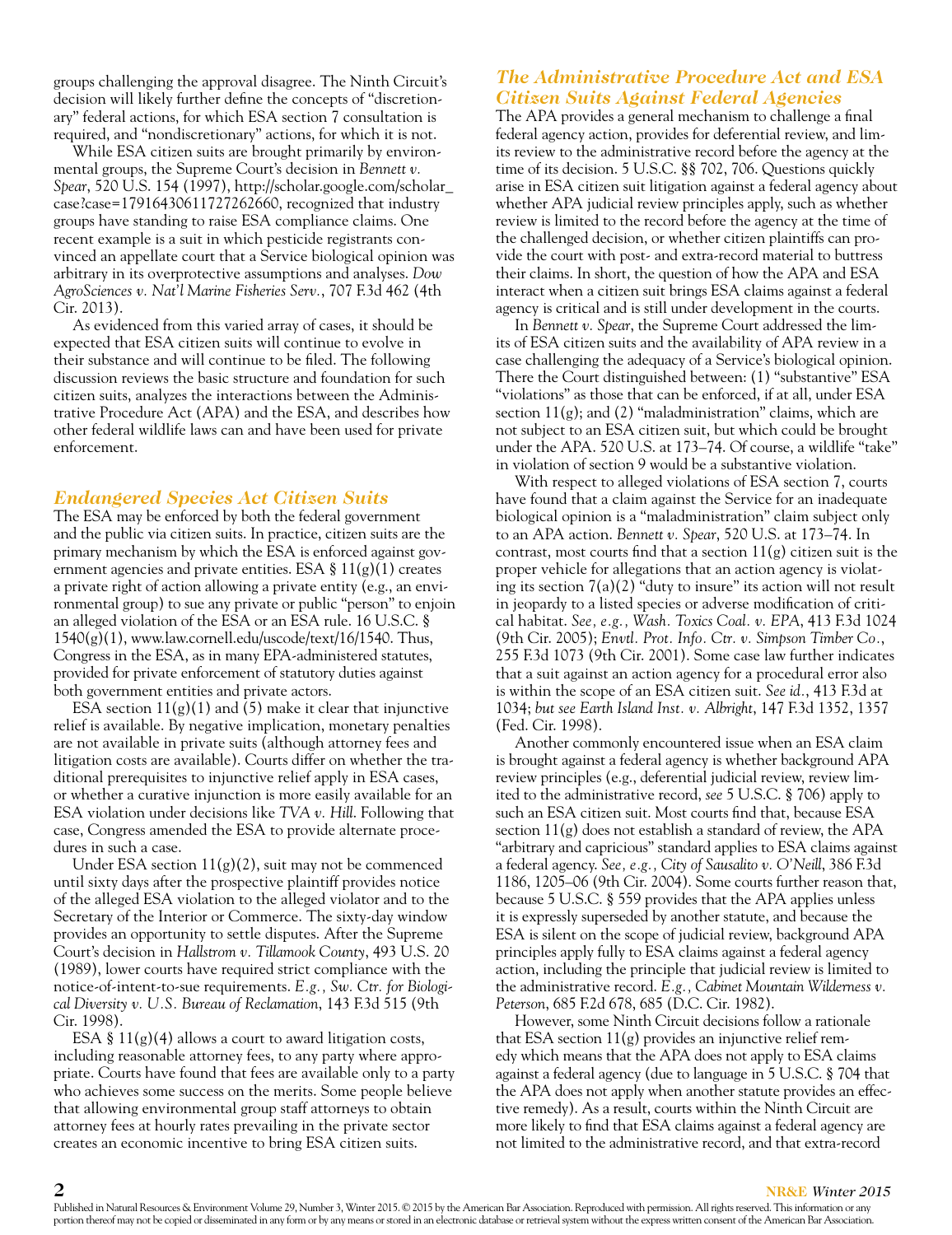groups challenging the approval disagree. The Ninth Circuit's decision will likely further define the concepts of "discretionary" federal actions, for which ESA section 7 consultation is required, and "nondiscretionary" actions, for which it is not.

While ESA citizen suits are brought primarily by environmental groups, the Supreme Court's decision in *Bennett v. Spear*, 520 U.S. 154 (1997), http://scholar.google.com/scholar_case?case=17916430611727262660, recognized that industry groups have standing to raise ESA compliance claims. One recent example is a suit in which pesticide registrants convinced an appellate court that a Service biological opinion was arbitrary in its overprotective assumptions and analyses. *Dow AgroSciences v. Nat'l Marine Fisheries Serv.*, 707 F.3d 462 (4th Cir. 2013).

As evidenced from this varied array of cases, it should be expected that ESA citizen suits will continue to evolve in their substance and will continue to be filed. The following discussion reviews the basic structure and foundation for such citizen suits, analyzes the interactions between the Administrative Procedure Act (APA) and the ESA, and describes how other federal wildlife laws can and have been used for private enforcement.

## Endangered Species Act Citizen Suits

The ESA may be enforced by both the federal government and the public via citizen suits. In practice, citizen suits are the primary mechanism by which the ESA is enforced against government agencies and private entities. ESA § 11(g)(1) creates a private right of action allowing a private entity (e.g., an environmental group) to sue any private or public "person" to enjoin an alleged violation of the ESA or an ESA rule. 16 U.S.C. § 1540(g)(1), www.law.cornell.edu/uscode/text/16/1540. Thus, Congress in the ESA, as in many EPA-administered statutes, provided for private enforcement of statutory duties against both government entities and private actors.

ESA section 11(g)(1) and (5) make it clear that injunctive relief is available. By negative implication, monetary penalties are not available in private suits (although attorney fees and litigation costs are available). Courts differ on whether the traditional prerequisites to injunctive relief apply in ESA cases, or whether a curative injunction is more easily available for an ESA violation under decisions like *TVA v. Hill*. Following that case, Congress amended the ESA to provide alternate procedures in such a case.

Under ESA section 11(g)(2), suit may not be commenced until sixty days after the prospective plaintiff provides notice of the alleged ESA violation to the alleged violator and to the Secretary of the Interior or Commerce. The sixty-day window provides an opportunity to settle disputes. After the Supreme Court's decision in *Hallstrom v. Tillamook County*, 493 U.S. 20 (1989), lower courts have required strict compliance with the notice-of-intent-to-sue requirements. *E.g., Sw. Ctr. for Biological Diversity v. U.S. Bureau of Reclamation*, 143 F.3d 515 (9th Cir. 1998).

ESA § 11(g)(4) allows a court to award litigation costs, including reasonable attorney fees, to any party where appropriate. Courts have found that fees are available only to a party who achieves some success on the merits. Some people believe that allowing environmental group staff attorneys to obtain attorney fees at hourly rates prevailing in the private sector creates an economic incentive to bring ESA citizen suits.

## The Administrative Procedure Act and ESA Citizen Suits Against Federal Agencies

The APA provides a general mechanism to challenge a final federal agency action, provides for deferential review, and limits its review to the administrative record before the agency at the time of its decision. 5 U.S.C. §§ 702, 706. Questions quickly arise in ESA citizen suit litigation against a federal agency about whether APA judicial review principles apply, such as whether review is limited to the record before the agency at the time of the challenged decision, or whether citizen plaintiffs can provide the court with post- and extra-record material to buttress their claims. In short, the question of how the APA and ESA interact when a citizen suit brings ESA claims against a federal agency is critical and is still under development in the courts.

In *Bennett v. Spear*, the Supreme Court addressed the limits of ESA citizen suits and the availability of APA review in a case challenging the adequacy of a Service's biological opinion. There the Court distinguished between: (1) "substantive" ESA "violations" as those that can be enforced, if at all, under ESA section 11(g); and (2) "maladministration" claims, which are not subject to an ESA citizen suit, but which could be brought under the APA. 520 U.S. at 173–74. Of course, a wildlife "take" in violation of section 9 would be a substantive violation.

With respect to alleged violations of ESA section 7, courts have found that a claim against the Service for an inadequate biological opinion is a "maladministration" claim subject only to an APA action. *Bennett v. Spear*, 520 U.S. at 173–74. In contrast, most courts find that a section 11(g) citizen suit is the proper vehicle for allegations that an action agency is violating its section 7(a)(2) "duty to insure" its action will not result in jeopardy to a listed species or adverse modification of critical habitat. *See, e.g., Wash. Toxics Coal. v. EPA*, 413 F.3d 1024 (9th Cir. 2005); *Envtl. Prot. Info. Ctr. v. Simpson Timber Co.*, 255 F.3d 1073 (9th Cir. 2001). Some case law further indicates that a suit against an action agency for a procedural error also is within the scope of an ESA citizen suit. *See id.*, 413 F.3d at 1034; *but see Earth Island Inst. v. Albright*, 147 F.3d 1352, 1357 (Fed. Cir. 1998).

Another commonly encountered issue when an ESA claim is brought against a federal agency is whether background APA review principles (e.g., deferential judicial review, review limited to the administrative record, *see* 5 U.S.C. § 706) apply to such an ESA citizen suit. Most courts find that, because ESA section 11(g) does not establish a standard of review, the APA "arbitrary and capricious" standard applies to ESA claims against a federal agency. *See, e.g., City of Sausalito v. O'Neill*, 386 F.3d 1186, 1205–06 (9th Cir. 2004). Some courts further reason that, because 5 U.S.C. § 559 provides that the APA applies unless it is expressly superseded by another statute, and because the ESA is silent on the scope of judicial review, background APA principles apply fully to ESA claims against a federal agency action, including the principle that judicial review is limited to the administrative record. *E.g., Cabinet Mountain Wilderness v. Peterson*, 685 F.2d 678, 685 (D.C. Cir. 1982).

However, some Ninth Circuit decisions follow a rationale that ESA section 11(g) provides an injunctive relief remedy which means that the APA does not apply to ESA claims against a federal agency (due to language in 5 U.S.C. § 704 that the APA does not apply when another statute provides an effective remedy). As a result, courts within the Ninth Circuit are more likely to find that ESA claims against a federal agency are not limited to the administrative record, and that extra-record

Published in Natural Resources & Environment Volume 29, Number 3, Winter 2015. © 2015 by the American Bar Association. Reproduced with permission. All rights reserved. This information or any portion thereof may not be copied or disseminated in any form or by any means or stored in an electronic database or retrieval system without the express written consent of the American Bar Association.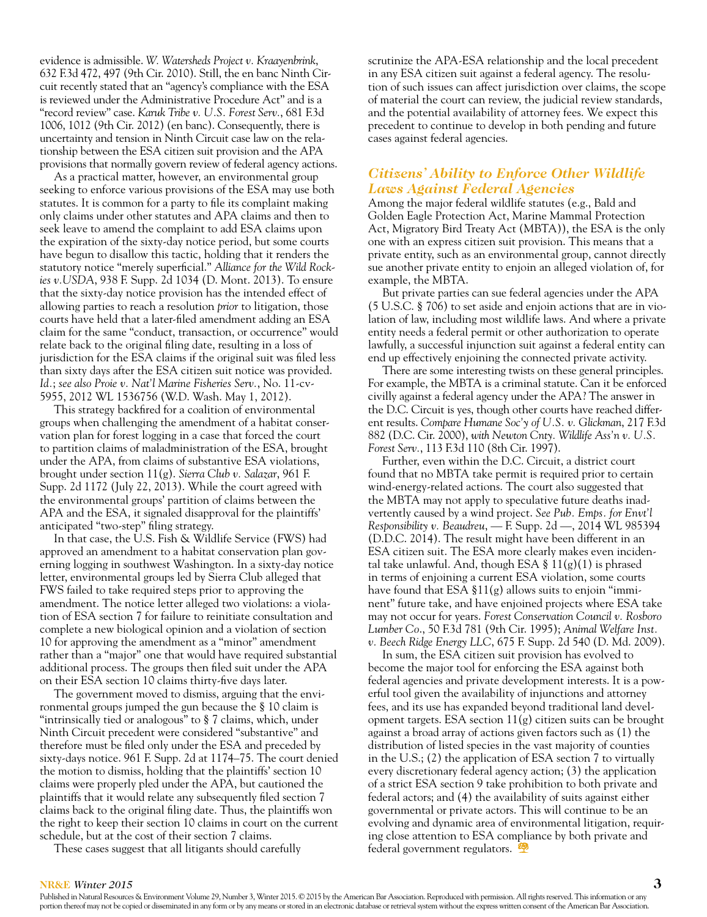evidence is admissible. *W. Watersheds Project v. Kraayenbrink*, 632 F.3d 472, 497 (9th Cir. 2010). Still, the en banc Ninth Circuit recently stated that an "agency's compliance with the ESA is reviewed under the Administrative Procedure Act" and is a "record review" case. *Karuk Tribe v. U.S. Forest Serv.*, 681 F.3d 1006, 1012 (9th Cir. 2012) (en banc). Consequently, there is uncertainty and tension in Ninth Circuit case law on the relationship between the ESA citizen suit provision and the APA provisions that normally govern review of federal agency actions.

As a practical matter, however, an environmental group seeking to enforce various provisions of the ESA may use both statutes. It is common for a party to file its complaint making only claims under other statutes and APA claims and then to seek leave to amend the complaint to add ESA claims upon the expiration of the sixty-day notice period, but some courts have begun to disallow this tactic, holding that it renders the statutory notice "merely superficial." *Alliance for the Wild Rockies v.USDA*, 938 F. Supp. 2d 1034 (D. Mont. 2013). To ensure that the sixty-day notice provision has the intended effect of allowing parties to reach a resolution *prior* to litigation, those courts have held that a later-filed amendment adding an ESA claim for the same "conduct, transaction, or occurrence" would relate back to the original filing date, resulting in a loss of jurisdiction for the ESA claims if the original suit was filed less than sixty days after the ESA citizen suit notice was provided. *Id.*; *see also Proie v. Nat'l Marine Fisheries Serv.*, No. 11-cv-5955, 2012 WL 1536756 (W.D. Wash. May 1, 2012).

This strategy backfired for a coalition of environmental groups when challenging the amendment of a habitat conservation plan for forest logging in a case that forced the court to partition claims of maladministration of the ESA, brought under the APA, from claims of substantive ESA violations, brought under section 11(g). *Sierra Club v. Salazar*, 961 F. Supp. 2d 1172 (July 22, 2013). While the court agreed with the environmental groups' partition of claims between the APA and the ESA, it signaled disapproval for the plaintiffs' anticipated "two-step" filing strategy.

In that case, the U.S. Fish & Wildlife Service (FWS) had approved an amendment to a habitat conservation plan governing logging in southwest Washington. In a sixty-day notice letter, environmental groups led by Sierra Club alleged that FWS failed to take required steps prior to approving the amendment. The notice letter alleged two violations: a violation of ESA section 7 for failure to reinitiate consultation and complete a new biological opinion and a violation of section 10 for approving the amendment as a "minor" amendment rather than a "major" one that would have required substantial additional process. The groups then filed suit under the APA on their ESA section 10 claims thirty-five days later.

The government moved to dismiss, arguing that the environmental groups jumped the gun because the § 10 claim is "intrinsically tied or analogous" to § 7 claims, which, under Ninth Circuit precedent were considered "substantive" and therefore must be filed only under the ESA and preceded by sixty-days notice. 961 F. Supp. 2d at 1174–75. The court denied the motion to dismiss, holding that the plaintiffs' section 10 claims were properly pled under the APA, but cautioned the plaintiffs that it would relate any subsequently filed section 7 claims back to the original filing date. Thus, the plaintiffs won the right to keep their section 10 claims in court on the current schedule, but at the cost of their section 7 claims.

These cases suggest that all litigants should carefully scrutinize the APA-ESA relationship and the local precedent in any ESA citizen suit against a federal agency. The resolution of such issues can affect jurisdiction over claims, the scope of material the court can review, the judicial review standards, and the potential availability of attorney fees. We expect this precedent to continue to develop in both pending and future cases against federal agencies.

## Citizens' Ability to Enforce Other Wildlife Laws Against Federal Agencies

Among the major federal wildlife statutes (e.g., Bald and Golden Eagle Protection Act, Marine Mammal Protection Act, Migratory Bird Treaty Act (MBTA)), the ESA is the only one with an express citizen suit provision. This means that a private entity, such as an environmental group, cannot directly sue another private entity to enjoin an alleged violation of, for example, the MBTA.

But private parties can sue federal agencies under the APA (5 U.S.C. § 706) to set aside and enjoin actions that are in violation of law, including most wildlife laws. And where a private entity needs a federal permit or other authorization to operate lawfully, a successful injunction suit against a federal entity can end up effectively enjoining the connected private activity.

There are some interesting twists on these general principles. For example, the MBTA is a criminal statute. Can it be enforced civilly against a federal agency under the APA? The answer in the D.C. Circuit is yes, though other courts have reached different results. *Compare Humane Soc'y of U.S. v. Glickman*, 217 F.3d 882 (D.C. Cir. 2000), *with Newton Cnty. Wildlife Ass'n v. U.S. Forest Serv.*, 113 F.3d 110 (8th Cir. 1997).

Further, even within the D.C. Circuit, a district court found that no MBTA take permit is required prior to certain wind-energy-related actions. The court also suggested that the MBTA may not apply to speculative future deaths inadvertently caused by a wind project. *See Pub. Emps. for Envt'l Responsibility v. Beaudreu*, — F. Supp. 2d —, 2014 WL 985394 (D.D.C. 2014). The result might have been different in an ESA citizen suit. The ESA more clearly makes even incidental take unlawful. And, though ESA § 11(g)(1) is phrased in terms of enjoining a current ESA violation, some courts have found that ESA §11(g) allows suits to enjoin "imminent" future take, and have enjoined projects where ESA take may not occur for years. *Forest Conservation Council v. Rosboro Lumber Co.*, 50 F.3d 781 (9th Cir. 1995); *Animal Welfare Inst. v. Beech Ridge Energy LLC*, 675 F. Supp. 2d 540 (D. Md. 2009).

In sum, the ESA citizen suit provision has evolved to become the major tool for enforcing the ESA against both federal agencies and private development interests. It is a powerful tool given the availability of injunctions and attorney fees, and its use has expanded beyond traditional land development targets. ESA section 11(g) citizen suits can be brought against a broad array of actions given factors such as (1) the distribution of listed species in the vast majority of counties in the U.S.; (2) the application of ESA section 7 to virtually every discretionary federal agency action; (3) the application of a strict ESA section 9 take prohibition to both private and federal actors; and (4) the availability of suits against either governmental or private actors. This will continue to be an evolving and dynamic area of environmental litigation, requiring close attention to ESA compliance by both private and federal government regulators.

Published in Natural Resources & Environment Volume 29, Number 3, Winter 2015. © 2015 by the American Bar Association. Reproduced with permission. All rights reserved. This information or any portion thereof may not be copied or disseminated in any form or by any means or stored in an electronic database or retrieval system without the express written consent of the American Bar Association.